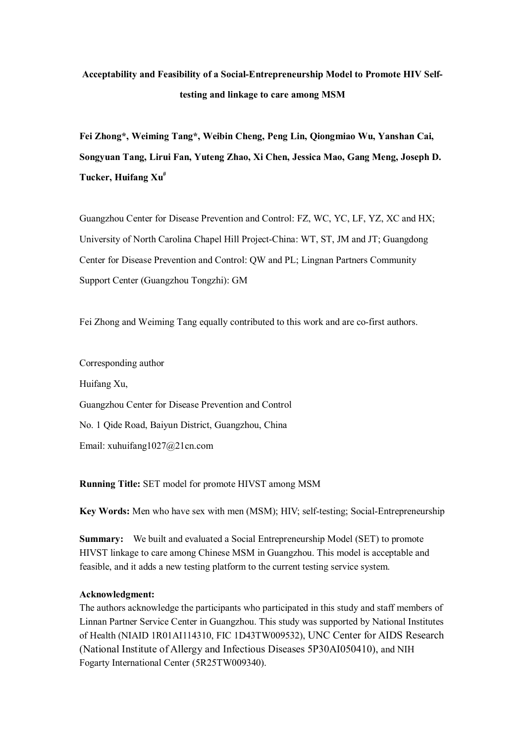# Acceptability and Feasibility of a Social-Entrepreneurship Model to Promote HIV Self-testing and linkage to care among MSM

**Fei Zhong*, Weiming Tang*, Weibin Cheng, Peng Lin, Qiongmiao Wu, Yanshan Cai, Songyuan Tang, Lirui Fan, Yuteng Zhao, Xi Chen, Jessica Mao, Gang Meng, Joseph D. Tucker, Huifang Xu[#]**

Guangzhou Center for Disease Prevention and Control: FZ, WC, YC, LF, YZ, XC and HX; University of North Carolina Chapel Hill Project-China: WT, ST, JM and JT; Guangdong Center for Disease Prevention and Control: QW and PL; Lingnan Partners Community Support Center (Guangzhou Tongzhi): GM

Fei Zhong and Weiming Tang equally contributed to this work and are co-first authors.

Corresponding author

Huifang Xu,

Guangzhou Center for Disease Prevention and Control

No. 1 Qide Road, Baiyun District, Guangzhou, China

Email: xuhuifang1027@21cn.com

**Running Title:** SET model for promote HIVST among MSM

**Key Words:** Men who have sex with men (MSM); HIV; self-testing; Social-Entrepreneurship

**Summary:** We built and evaluated a Social Entrepreneurship Model (SET) to promote HIVST linkage to care among Chinese MSM in Guangzhou. This model is acceptable and feasible, and it adds a new testing platform to the current testing service system.

**Acknowledgment:**

The authors acknowledge the participants who participated in this study and staff members of Linnan Partner Service Center in Guangzhou. This study was supported by National Institutes of Health (NIAID 1R01AI114310, FIC 1D43TW009532), UNC Center for AIDS Research (National Institute of Allergy and Infectious Diseases 5P30AI050410), and NIH Fogarty International Center (5R25TW009340).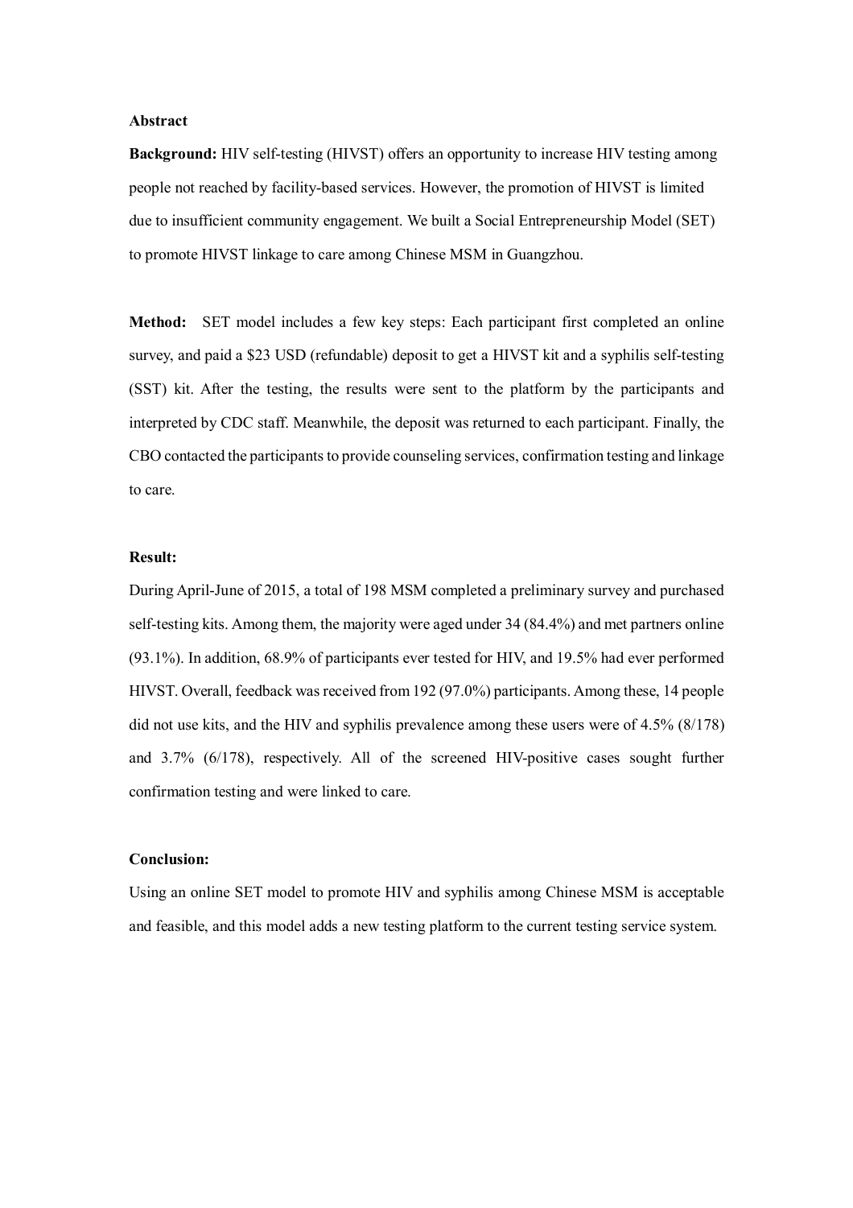# Abstract

**Background:** HIV self-testing (HIVST) offers an opportunity to increase HIV testing among people not reached by facility-based services. However, the promotion of HIVST is limited due to insufficient community engagement. We built a Social Entrepreneurship Model (SET) to promote HIVST linkage to care among Chinese MSM in Guangzhou.

**Method:** SET model includes a few key steps: Each participant first completed an online survey, and paid a $23 USD (refundable) deposit to get a HIVST kit and a syphilis self-testing (SST) kit. After the testing, the results were sent to the platform by the participants and interpreted by CDC staff. Meanwhile, the deposit was returned to each participant. Finally, the CBO contacted the participants to provide counseling services, confirmation testing and linkage to care.

**Result:**

During April-June of 2015, a total of 198 MSM completed a preliminary survey and purchased self-testing kits. Among them, the majority were aged under 34 (84.4%) and met partners online (93.1%). In addition, 68.9% of participants ever tested for HIV, and 19.5% had ever performed HIVST. Overall, feedback was received from 192 (97.0%) participants. Among these, 14 people did not use kits, and the HIV and syphilis prevalence among these users were of 4.5% (8/178) and 3.7% (6/178), respectively. All of the screened HIV-positive cases sought further confirmation testing and were linked to care.

**Conclusion:**

Using an online SET model to promote HIV and syphilis among Chinese MSM is acceptable and feasible, and this model adds a new testing platform to the current testing service system.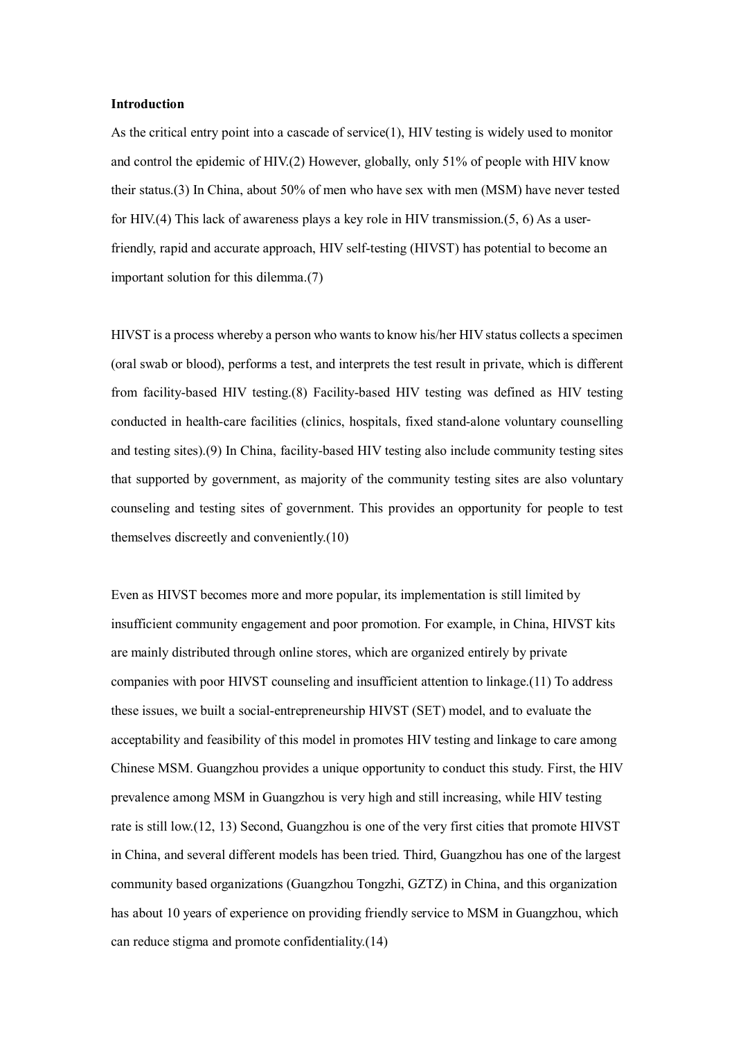## Introduction

As the critical entry point into a cascade of service(1), HIV testing is widely used to monitor and control the epidemic of HIV.(2) However, globally, only 51% of people with HIV know their status.(3) In China, about 50% of men who have sex with men (MSM) have never tested for HIV.(4) This lack of awareness plays a key role in HIV transmission.(5, 6) As a user-friendly, rapid and accurate approach, HIV self-testing (HIVST) has potential to become an important solution for this dilemma.(7)

HIVST is a process whereby a person who wants to know his/her HIV status collects a specimen (oral swab or blood), performs a test, and interprets the test result in private, which is different from facility-based HIV testing.(8) Facility-based HIV testing was defined as HIV testing conducted in health-care facilities (clinics, hospitals, fixed stand-alone voluntary counselling and testing sites).(9) In China, facility-based HIV testing also include community testing sites that supported by government, as majority of the community testing sites are also voluntary counseling and testing sites of government. This provides an opportunity for people to test themselves discreetly and conveniently.(10)

Even as HIVST becomes more and more popular, its implementation is still limited by insufficient community engagement and poor promotion. For example, in China, HIVST kits are mainly distributed through online stores, which are organized entirely by private companies with poor HIVST counseling and insufficient attention to linkage.(11) To address these issues, we built a social-entrepreneurship HIVST (SET) model, and to evaluate the acceptability and feasibility of this model in promotes HIV testing and linkage to care among Chinese MSM. Guangzhou provides a unique opportunity to conduct this study. First, the HIV prevalence among MSM in Guangzhou is very high and still increasing, while HIV testing rate is still low.(12, 13) Second, Guangzhou is one of the very first cities that promote HIVST in China, and several different models has been tried. Third, Guangzhou has one of the largest community based organizations (Guangzhou Tongzhi, GZTZ) in China, and this organization has about 10 years of experience on providing friendly service to MSM in Guangzhou, which can reduce stigma and promote confidentiality.(14)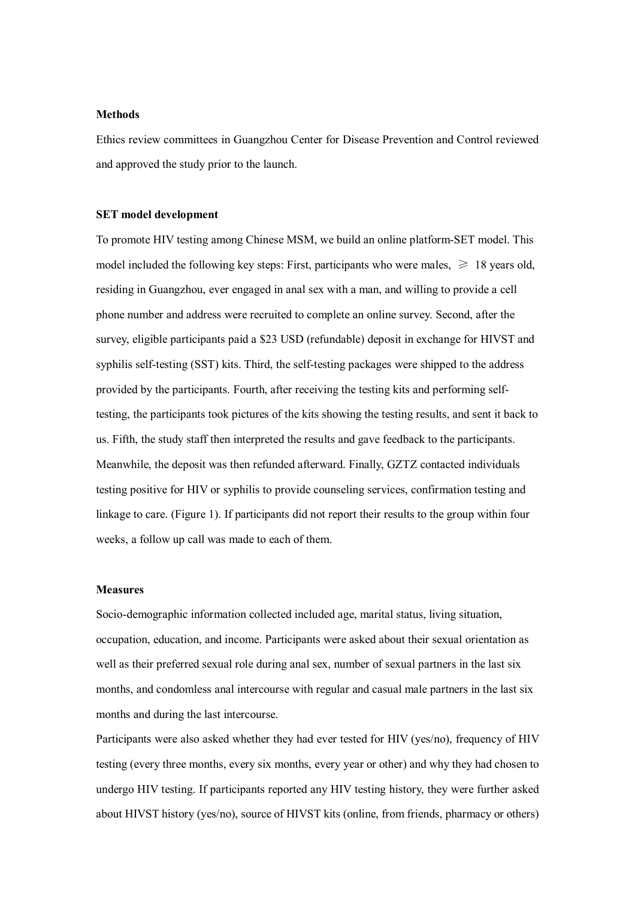## Methods

Ethics review committees in Guangzhou Center for Disease Prevention and Control reviewed and approved the study prior to the launch.

### SET model development

To promote HIV testing among Chinese MSM, we build an online platform-SET model. This model included the following key steps: First, participants who were males, ⩾ 18 years old, residing in Guangzhou, ever engaged in anal sex with a man, and willing to provide a cell phone number and address were recruited to complete an online survey. Second, after the survey, eligible participants paid a $23 USD (refundable) deposit in exchange for HIVST and syphilis self-testing (SST) kits. Third, the self-testing packages were shipped to the address provided by the participants. Fourth, after receiving the testing kits and performing self-testing, the participants took pictures of the kits showing the testing results, and sent it back to us. Fifth, the study staff then interpreted the results and gave feedback to the participants. Meanwhile, the deposit was then refunded afterward. Finally, GZTZ contacted individuals testing positive for HIV or syphilis to provide counseling services, confirmation testing and linkage to care. (Figure 1). If participants did not report their results to the group within four weeks, a follow up call was made to each of them.

### Measures

Socio-demographic information collected included age, marital status, living situation, occupation, education, and income. Participants were asked about their sexual orientation as well as their preferred sexual role during anal sex, number of sexual partners in the last six months, and condomless anal intercourse with regular and casual male partners in the last six months and during the last intercourse.

Participants were also asked whether they had ever tested for HIV (yes/no), frequency of HIV testing (every three months, every six months, every year or other) and why they had chosen to undergo HIV testing. If participants reported any HIV testing history, they were further asked about HIVST history (yes/no), source of HIVST kits (online, from friends, pharmacy or others)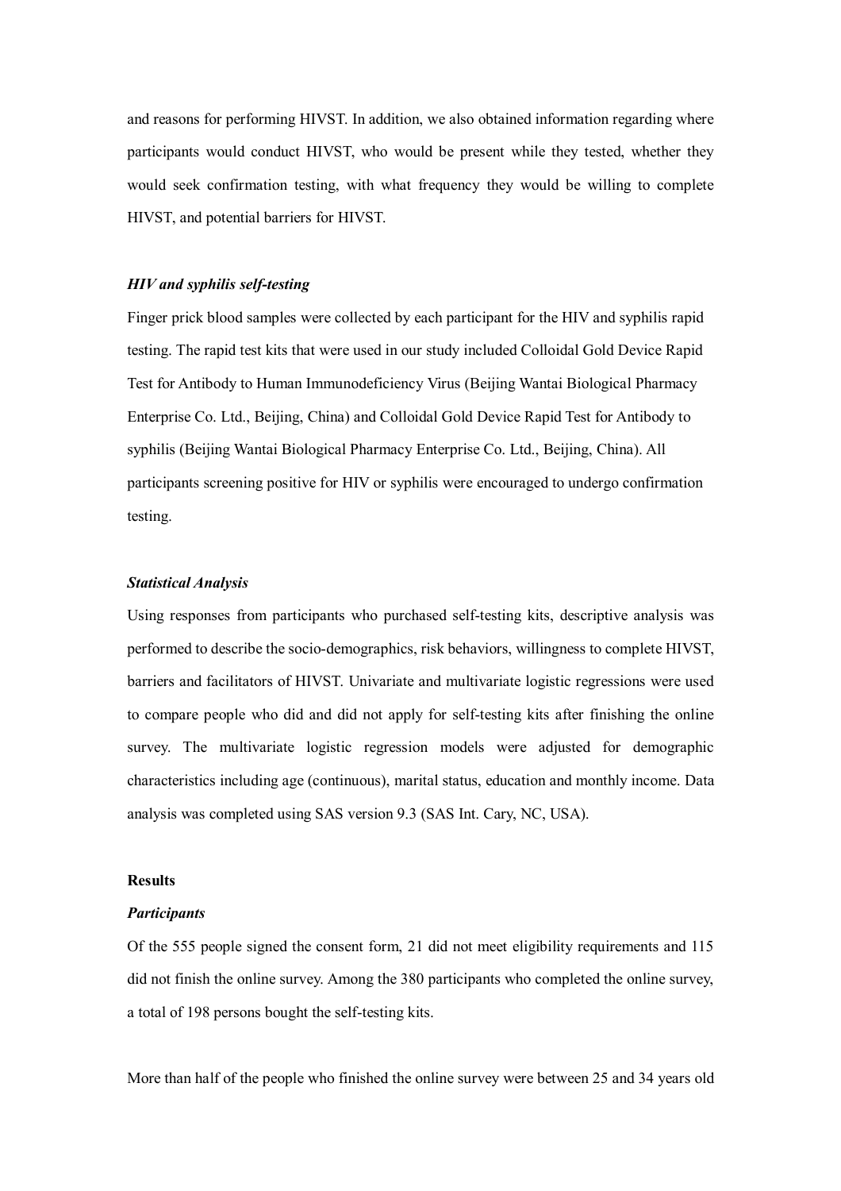and reasons for performing HIVST. In addition, we also obtained information regarding where participants would conduct HIVST, who would be present while they tested, whether they would seek confirmation testing, with what frequency they would be willing to complete HIVST, and potential barriers for HIVST.

### *HIV and syphilis self-testing*

Finger prick blood samples were collected by each participant for the HIV and syphilis rapid testing. The rapid test kits that were used in our study included Colloidal Gold Device Rapid Test for Antibody to Human Immunodeficiency Virus (Beijing Wantai Biological Pharmacy Enterprise Co. Ltd., Beijing, China) and Colloidal Gold Device Rapid Test for Antibody to syphilis (Beijing Wantai Biological Pharmacy Enterprise Co. Ltd., Beijing, China). All participants screening positive for HIV or syphilis were encouraged to undergo confirmation testing.

### *Statistical Analysis*

Using responses from participants who purchased self-testing kits, descriptive analysis was performed to describe the socio-demographics, risk behaviors, willingness to complete HIVST, barriers and facilitators of HIVST. Univariate and multivariate logistic regressions were used to compare people who did and did not apply for self-testing kits after finishing the online survey. The multivariate logistic regression models were adjusted for demographic characteristics including age (continuous), marital status, education and monthly income. Data analysis was completed using SAS version 9.3 (SAS Int. Cary, NC, USA).

## Results

### *Participants*

Of the 555 people signed the consent form, 21 did not meet eligibility requirements and 115 did not finish the online survey. Among the 380 participants who completed the online survey, a total of 198 persons bought the self-testing kits.

More than half of the people who finished the online survey were between 25 and 34 years old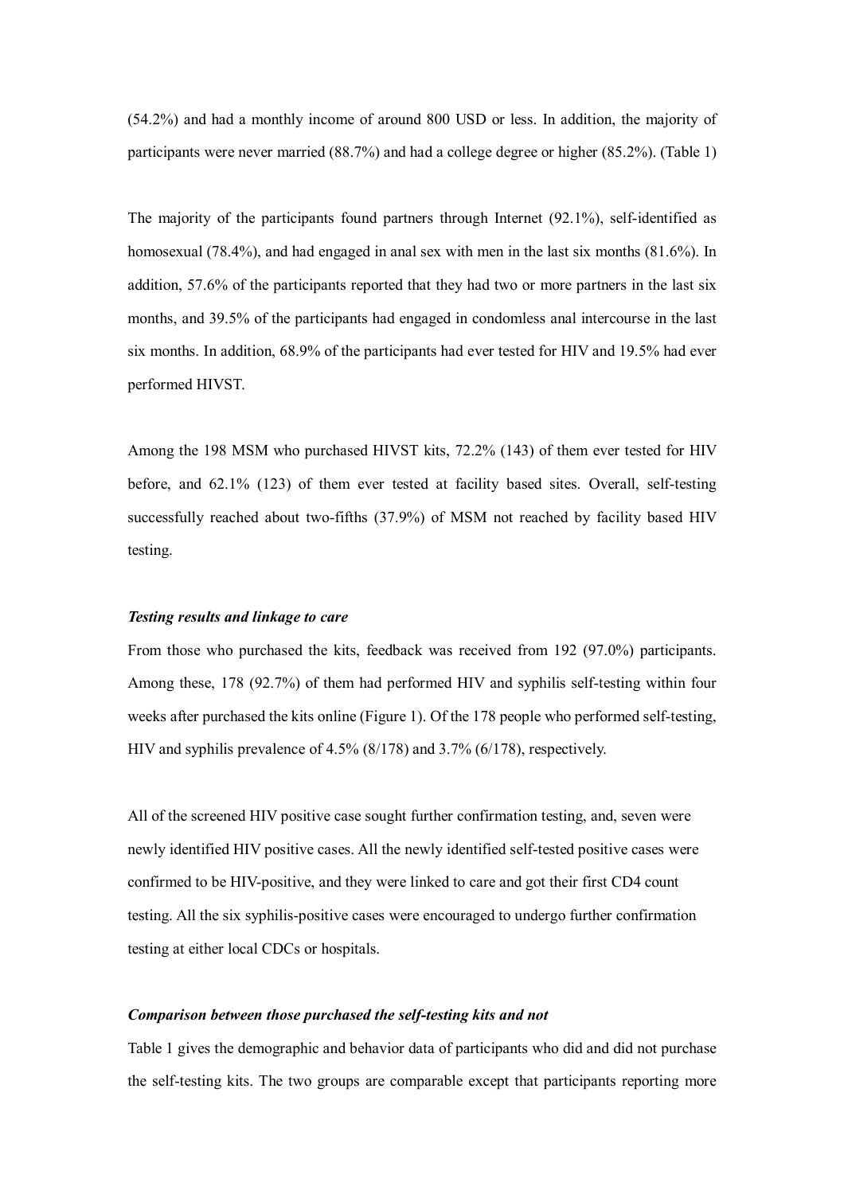(54.2%) and had a monthly income of around 800 USD or less. In addition, the majority of participants were never married (88.7%) and had a college degree or higher (85.2%). (Table 1)

The majority of the participants found partners through Internet (92.1%), self-identified as homosexual (78.4%), and had engaged in anal sex with men in the last six months (81.6%). In addition, 57.6% of the participants reported that they had two or more partners in the last six months, and 39.5% of the participants had engaged in condomless anal intercourse in the last six months. In addition, 68.9% of the participants had ever tested for HIV and 19.5% had ever performed HIVST.

Among the 198 MSM who purchased HIVST kits, 72.2% (143) of them ever tested for HIV before, and 62.1% (123) of them ever tested at facility based sites. Overall, self-testing successfully reached about two-fifths (37.9%) of MSM not reached by facility based HIV testing.

***Testing results and linkage to care***

From those who purchased the kits, feedback was received from 192 (97.0%) participants. Among these, 178 (92.7%) of them had performed HIV and syphilis self-testing within four weeks after purchased the kits online (Figure 1). Of the 178 people who performed self-testing, HIV and syphilis prevalence of 4.5% (8/178) and 3.7% (6/178), respectively.

All of the screened HIV positive case sought further confirmation testing, and, seven were newly identified HIV positive cases. All the newly identified self-tested positive cases were confirmed to be HIV-positive, and they were linked to care and got their first CD4 count testing. All the six syphilis-positive cases were encouraged to undergo further confirmation testing at either local CDCs or hospitals.

***Comparison between those purchased the self-testing kits and not***

Table 1 gives the demographic and behavior data of participants who did and did not purchase the self-testing kits. The two groups are comparable except that participants reporting more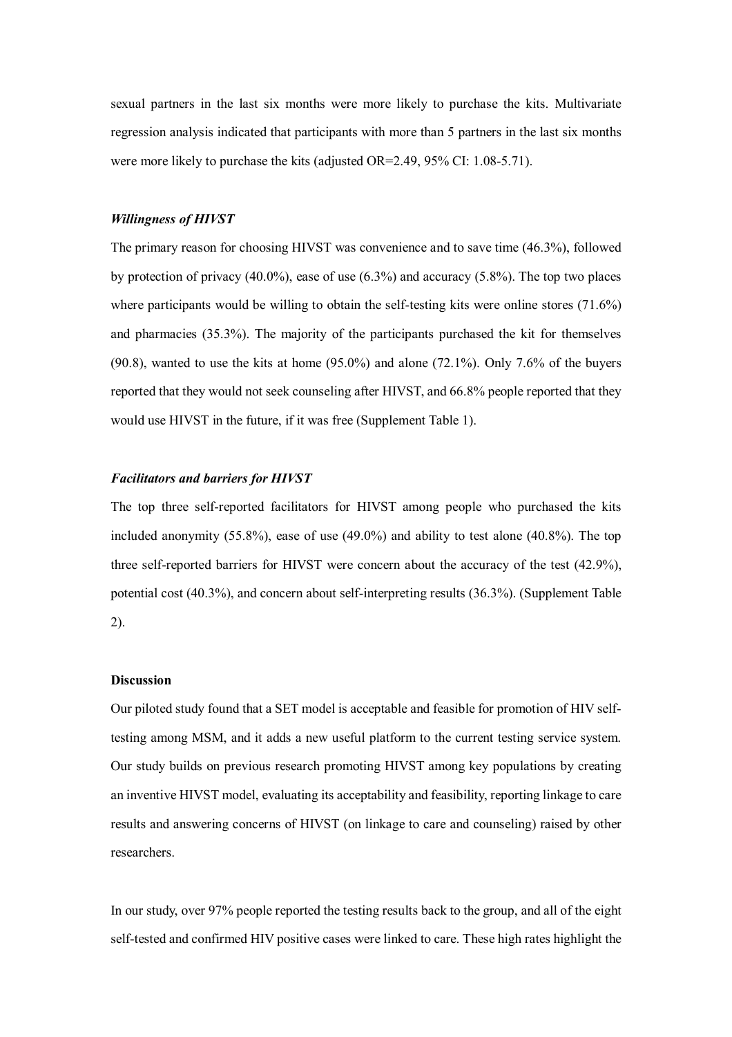sexual partners in the last six months were more likely to purchase the kits. Multivariate regression analysis indicated that participants with more than 5 partners in the last six months were more likely to purchase the kits (adjusted OR=2.49, 95% CI: 1.08-5.71).

### *Willingness of HIVST*

The primary reason for choosing HIVST was convenience and to save time (46.3%), followed by protection of privacy (40.0%), ease of use (6.3%) and accuracy (5.8%). The top two places where participants would be willing to obtain the self-testing kits were online stores (71.6%) and pharmacies (35.3%). The majority of the participants purchased the kit for themselves (90.8), wanted to use the kits at home (95.0%) and alone (72.1%). Only 7.6% of the buyers reported that they would not seek counseling after HIVST, and 66.8% people reported that they would use HIVST in the future, if it was free (Supplement Table 1).

### *Facilitators and barriers for HIVST*

The top three self-reported facilitators for HIVST among people who purchased the kits included anonymity (55.8%), ease of use (49.0%) and ability to test alone (40.8%). The top three self-reported barriers for HIVST were concern about the accuracy of the test (42.9%), potential cost (40.3%), and concern about self-interpreting results (36.3%). (Supplement Table 2).

## Discussion

Our piloted study found that a SET model is acceptable and feasible for promotion of HIV self-testing among MSM, and it adds a new useful platform to the current testing service system. Our study builds on previous research promoting HIVST among key populations by creating an inventive HIVST model, evaluating its acceptability and feasibility, reporting linkage to care results and answering concerns of HIVST (on linkage to care and counseling) raised by other researchers.

In our study, over 97% people reported the testing results back to the group, and all of the eight self-tested and confirmed HIV positive cases were linked to care. These high rates highlight the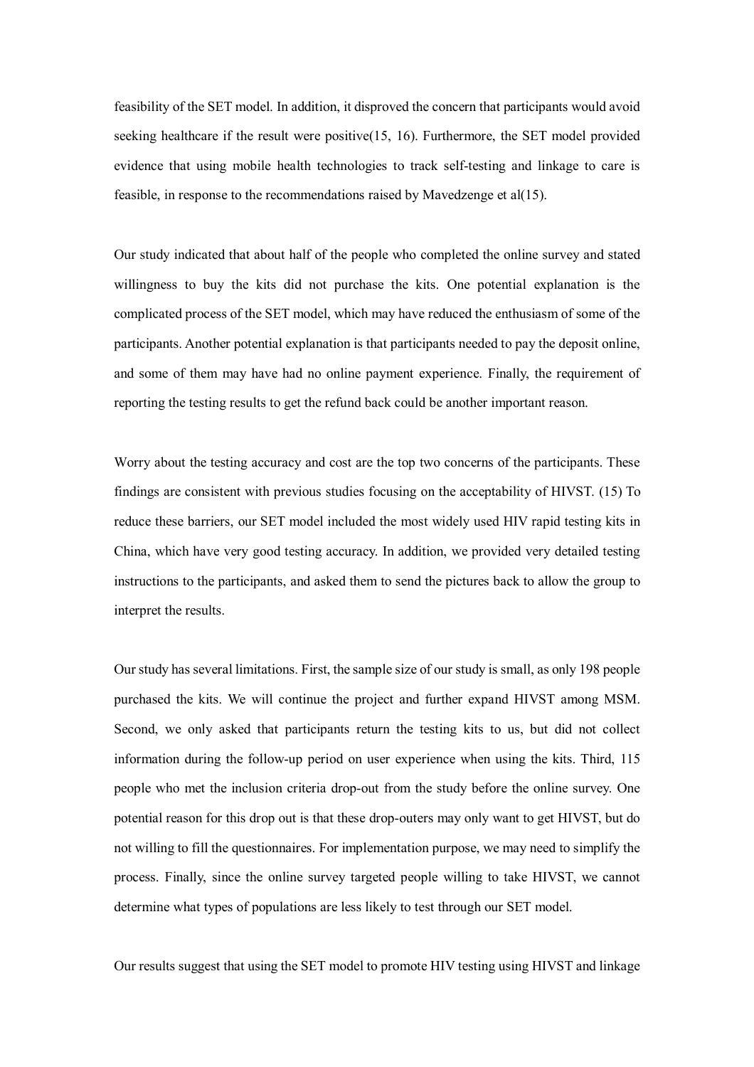feasibility of the SET model. In addition, it disproved the concern that participants would avoid seeking healthcare if the result were positive(15, 16). Furthermore, the SET model provided evidence that using mobile health technologies to track self-testing and linkage to care is feasible, in response to the recommendations raised by Mavedzenge et al(15).

Our study indicated that about half of the people who completed the online survey and stated willingness to buy the kits did not purchase the kits. One potential explanation is the complicated process of the SET model, which may have reduced the enthusiasm of some of the participants. Another potential explanation is that participants needed to pay the deposit online, and some of them may have had no online payment experience. Finally, the requirement of reporting the testing results to get the refund back could be another important reason.

Worry about the testing accuracy and cost are the top two concerns of the participants. These findings are consistent with previous studies focusing on the acceptability of HIVST. (15) To reduce these barriers, our SET model included the most widely used HIV rapid testing kits in China, which have very good testing accuracy. In addition, we provided very detailed testing instructions to the participants, and asked them to send the pictures back to allow the group to interpret the results.

Our study has several limitations. First, the sample size of our study is small, as only 198 people purchased the kits. We will continue the project and further expand HIVST among MSM. Second, we only asked that participants return the testing kits to us, but did not collect information during the follow-up period on user experience when using the kits. Third, 115 people who met the inclusion criteria drop-out from the study before the online survey. One potential reason for this drop out is that these drop-outers may only want to get HIVST, but do not willing to fill the questionnaires. For implementation purpose, we may need to simplify the process. Finally, since the online survey targeted people willing to take HIVST, we cannot determine what types of populations are less likely to test through our SET model.

Our results suggest that using the SET model to promote HIV testing using HIVST and linkage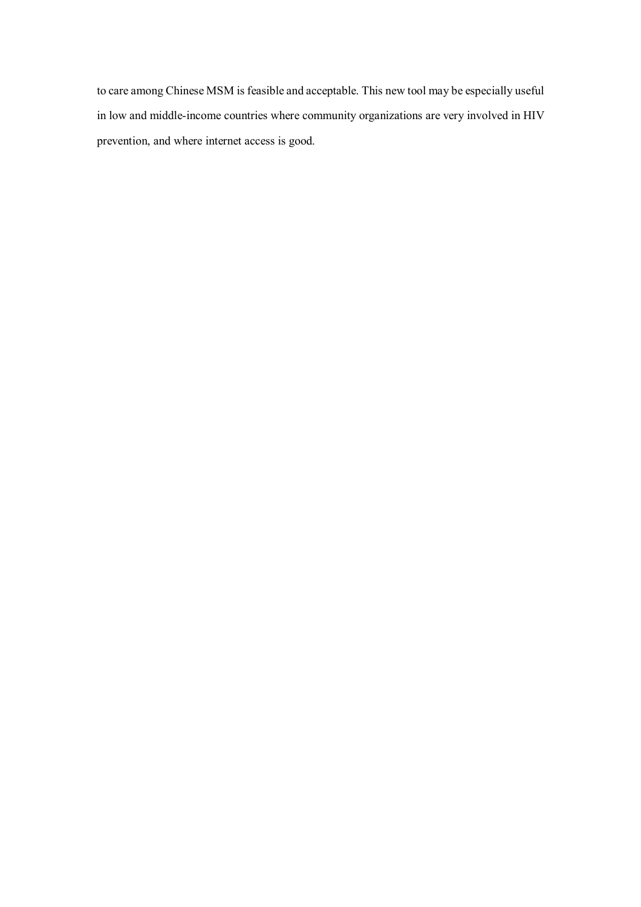to care among Chinese MSM is feasible and acceptable. This new tool may be especially useful in low and middle-income countries where community organizations are very involved in HIV prevention, and where internet access is good.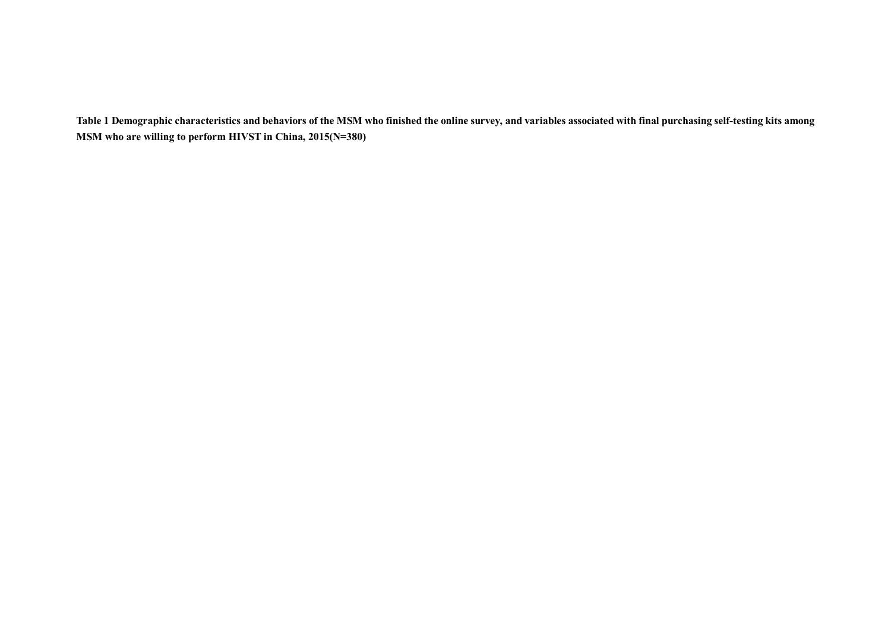**Table 1 Demographic characteristics and behaviors of the MSM who finished the online survey, and variables associated with final purchasing self-testing kits among MSM who are willing to perform HIVST in China, 2015(N=380)**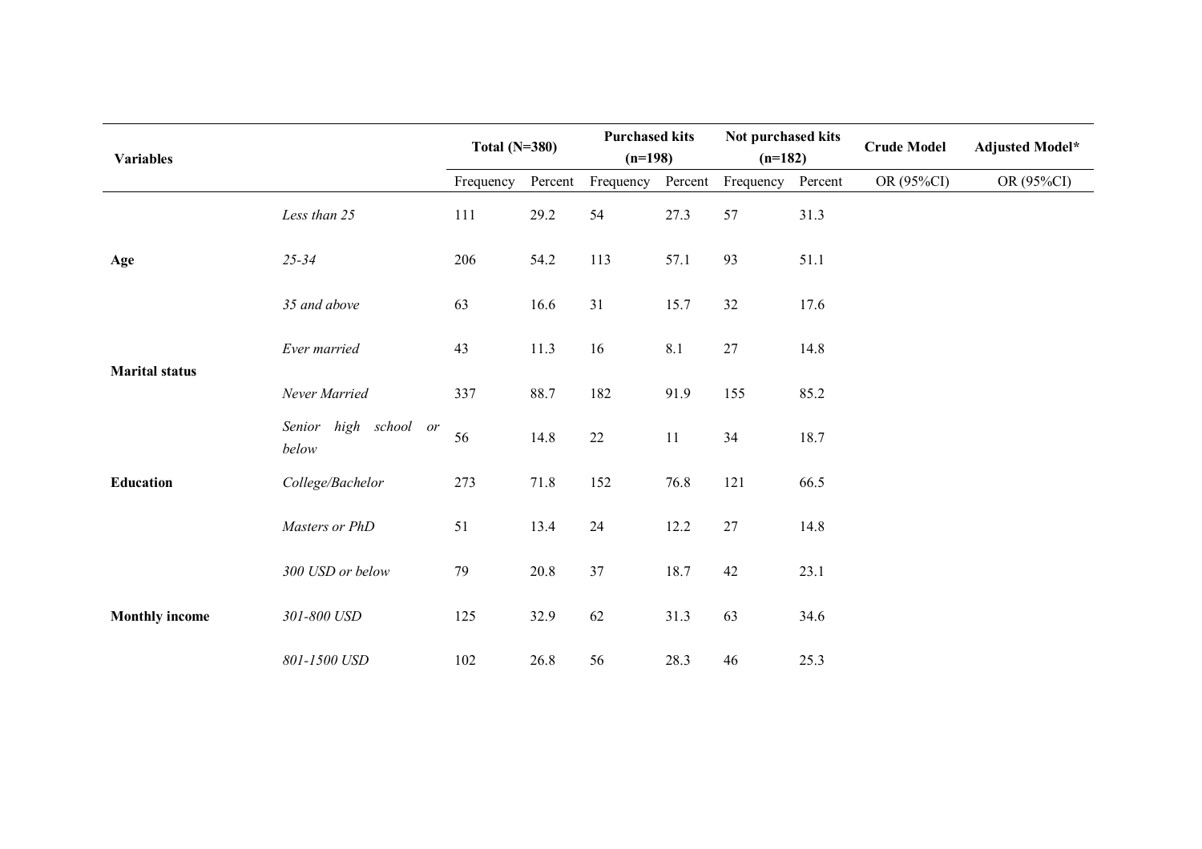| Variables | | Total (N=380) | | Purchased kits (n=198) | | Not purchased kits (n=182) | | Crude Model | Adjusted Model* |
|---|---|---|---|---|---|---|---|---|---|
| | | Frequency | Percent | Frequency | Percent | Frequency | Percent | OR (95%CI) | OR (95%CI) |
| Age | *Less than 25* | 111 | 29.2 | 54 | 27.3 | 57 | 31.3 | | |
| | *25-34* | 206 | 54.2 | 113 | 57.1 | 93 | 51.1 | | |
| | *35 and above* | 63 | 16.6 | 31 | 15.7 | 32 | 17.6 | | |
| Marital status | *Ever married* | 43 | 11.3 | 16 | 8.1 | 27 | 14.8 | | |
| | *Never Married* | 337 | 88.7 | 182 | 91.9 | 155 | 85.2 | | |
| Education | *Senior high school or below* | 56 | 14.8 | 22 | 11 | 34 | 18.7 | | |
| | *College/Bachelor* | 273 | 71.8 | 152 | 76.8 | 121 | 66.5 | | |
| | *Masters or PhD* | 51 | 13.4 | 24 | 12.2 | 27 | 14.8 | | |
| Monthly income | *300 USD or below* | 79 | 20.8 | 37 | 18.7 | 42 | 23.1 | | |
| | *301-800 USD* | 125 | 32.9 | 62 | 31.3 | 63 | 34.6 | | |
| | *801-1500 USD* | 102 | 26.8 | 56 | 28.3 | 46 | 25.3 | | |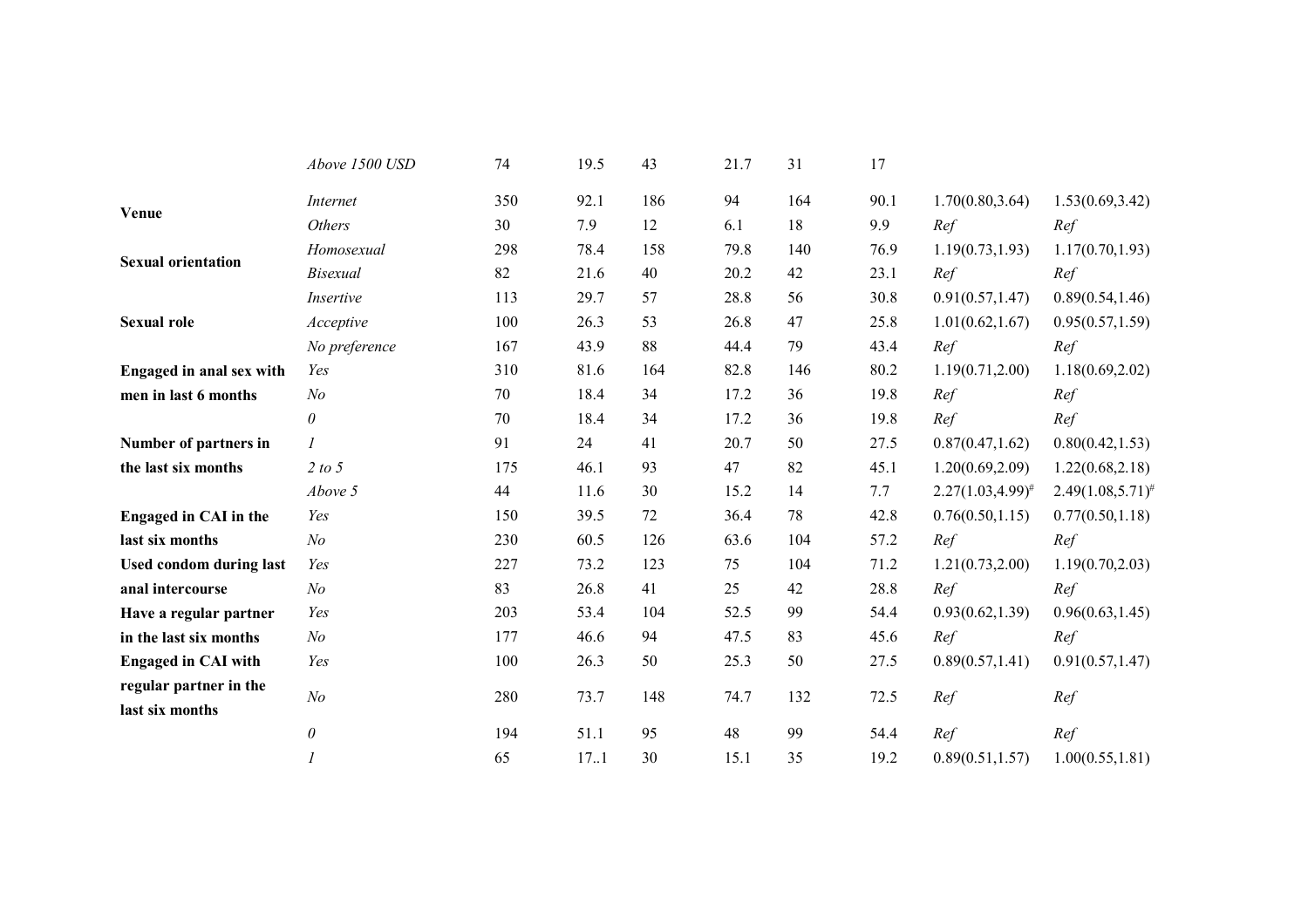| | | | | | | | | | |
|---|---|---|---|---|---|---|---|---|---|
| | *Above 1500 USD* | 74 | 19.5 | 43 | 21.7 | 31 | 17 | | |
| **Venue** | *Internet* | 350 | 92.1 | 186 | 94 | 164 | 90.1 | 1.70(0.80,3.64) | 1.53(0.69,3.42) |
| | *Others* | 30 | 7.9 | 12 | 6.1 | 18 | 9.9 | *Ref* | *Ref* |
| **Sexual orientation** | *Homosexual* | 298 | 78.4 | 158 | 79.8 | 140 | 76.9 | 1.19(0.73,1.93) | 1.17(0.70,1.93) |
| | *Bisexual* | 82 | 21.6 | 40 | 20.2 | 42 | 23.1 | *Ref* | *Ref* |
| **Sexual role** | *Insertive* | 113 | 29.7 | 57 | 28.8 | 56 | 30.8 | 0.91(0.57,1.47) | 0.89(0.54,1.46) |
| | *Acceptive* | 100 | 26.3 | 53 | 26.8 | 47 | 25.8 | 1.01(0.62,1.67) | 0.95(0.57,1.59) |
| | *No preference* | 167 | 43.9 | 88 | 44.4 | 79 | 43.4 | *Ref* | *Ref* |
| **Engaged in anal sex with men in last 6 months** | *Yes* | 310 | 81.6 | 164 | 82.8 | 146 | 80.2 | 1.19(0.71,2.00) | 1.18(0.69,2.02) |
| | *No* | 70 | 18.4 | 34 | 17.2 | 36 | 19.8 | *Ref* | *Ref* |
| **Number of partners in the last six months** | *0* | 70 | 18.4 | 34 | 17.2 | 36 | 19.8 | *Ref* | *Ref* |
| | *1* | 91 | 24 | 41 | 20.7 | 50 | 27.5 | 0.87(0.47,1.62) | 0.80(0.42,1.53) |
| | *2 to 5* | 175 | 46.1 | 93 | 47 | 82 | 45.1 | 1.20(0.69,2.09) | 1.22(0.68,2.18) |
| | *Above 5* | 44 | 11.6 | 30 | 15.2 | 14 | 7.7 | 2.27(1.03,4.99)[#] | 2.49(1.08,5.71)[#] |
| **Engaged in CAI in the last six months** | *Yes* | 150 | 39.5 | 72 | 36.4 | 78 | 42.8 | 0.76(0.50,1.15) | 0.77(0.50,1.18) |
| | *No* | 230 | 60.5 | 126 | 63.6 | 104 | 57.2 | *Ref* | *Ref* |
| **Used condom during last anal intercourse** | *Yes* | 227 | 73.2 | 123 | 75 | 104 | 71.2 | 1.21(0.73,2.00) | 1.19(0.70,2.03) |
| | *No* | 83 | 26.8 | 41 | 25 | 42 | 28.8 | *Ref* | *Ref* |
| **Have a regular partner in the last six months** | *Yes* | 203 | 53.4 | 104 | 52.5 | 99 | 54.4 | 0.93(0.62,1.39) | 0.96(0.63,1.45) |
| | *No* | 177 | 46.6 | 94 | 47.5 | 83 | 45.6 | *Ref* | *Ref* |
| **Engaged in CAI with regular partner in the last six months** | *Yes* | 100 | 26.3 | 50 | 25.3 | 50 | 27.5 | 0.89(0.57,1.41) | 0.91(0.57,1.47) |
| | *No* | 280 | 73.7 | 148 | 74.7 | 132 | 72.5 | *Ref* | *Ref* |
| | *0* | 194 | 51.1 | 95 | 48 | 99 | 54.4 | *Ref* | *Ref* |
| | *1* | 65 | 17..1 | 30 | 15.1 | 35 | 19.2 | 0.89(0.51,1.57) | 1.00(0.55,1.81) |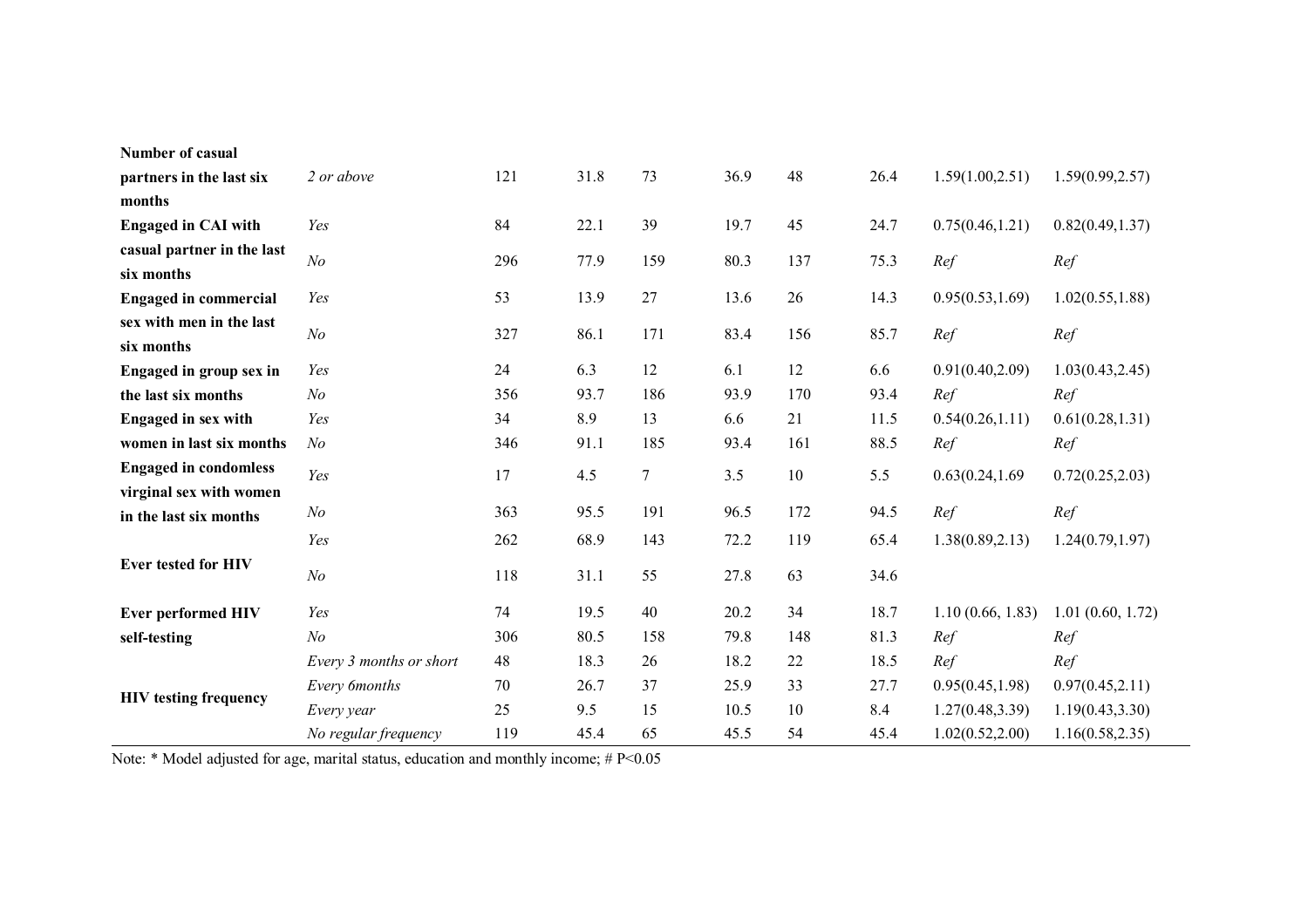| | | | | | | | | | |
|---|---|---|---|---|---|---|---|---|---|
| **Number of casual partners in the last six months** | *2 or above* | 121 | 31.8 | 73 | 36.9 | 48 | 26.4 | 1.59(1.00,2.51) | 1.59(0.99,2.57) |
| **Engaged in CAI with casual partner in the last six months** | *Yes* | 84 | 22.1 | 39 | 19.7 | 45 | 24.7 | 0.75(0.46,1.21) | 0.82(0.49,1.37) |
| | *No* | 296 | 77.9 | 159 | 80.3 | 137 | 75.3 | *Ref* | *Ref* |
| **Engaged in commercial sex with men in the last six months** | *Yes* | 53 | 13.9 | 27 | 13.6 | 26 | 14.3 | 0.95(0.53,1.69) | 1.02(0.55,1.88) |
| | *No* | 327 | 86.1 | 171 | 83.4 | 156 | 85.7 | *Ref* | *Ref* |
| **Engaged in group sex in the last six months** | *Yes* | 24 | 6.3 | 12 | 6.1 | 12 | 6.6 | 0.91(0.40,2.09) | 1.03(0.43,2.45) |
| | *No* | 356 | 93.7 | 186 | 93.9 | 170 | 93.4 | *Ref* | *Ref* |
| **Engaged in sex with women in last six months** | *Yes* | 34 | 8.9 | 13 | 6.6 | 21 | 11.5 | 0.54(0.26,1.11) | 0.61(0.28,1.31) |
| | *No* | 346 | 91.1 | 185 | 93.4 | 161 | 88.5 | *Ref* | *Ref* |
| **Engaged in condomless virginal sex with women in the last six months** | *Yes* | 17 | 4.5 | 7 | 3.5 | 10 | 5.5 | 0.63(0.24,1.69 | 0.72(0.25,2.03) |
| | *No* | 363 | 95.5 | 191 | 96.5 | 172 | 94.5 | *Ref* | *Ref* |
| **Ever tested for HIV** | *Yes* | 262 | 68.9 | 143 | 72.2 | 119 | 65.4 | 1.38(0.89,2.13) | 1.24(0.79,1.97) |
| | *No* | 118 | 31.1 | 55 | 27.8 | 63 | 34.6 | | |
| **Ever performed HIV self-testing** | *Yes* | 74 | 19.5 | 40 | 20.2 | 34 | 18.7 | 1.10 (0.66, 1.83) | 1.01 (0.60, 1.72) |
| | *No* | 306 | 80.5 | 158 | 79.8 | 148 | 81.3 | *Ref* | *Ref* |
| **HIV testing frequency** | *Every 3 months or short* | 48 | 18.3 | 26 | 18.2 | 22 | 18.5 | *Ref* | *Ref* |
| | *Every 6months* | 70 | 26.7 | 37 | 25.9 | 33 | 27.7 | 0.95(0.45,1.98) | 0.97(0.45,2.11) |
| | *Every year* | 25 | 9.5 | 15 | 10.5 | 10 | 8.4 | 1.27(0.48,3.39) | 1.19(0.43,3.30) |
| | *No regular frequency* | 119 | 45.4 | 65 | 45.5 | 54 | 45.4 | 1.02(0.52,2.00) | 1.16(0.58,2.35) |

Note: * Model adjusted for age, marital status, education and monthly income; # P<0.05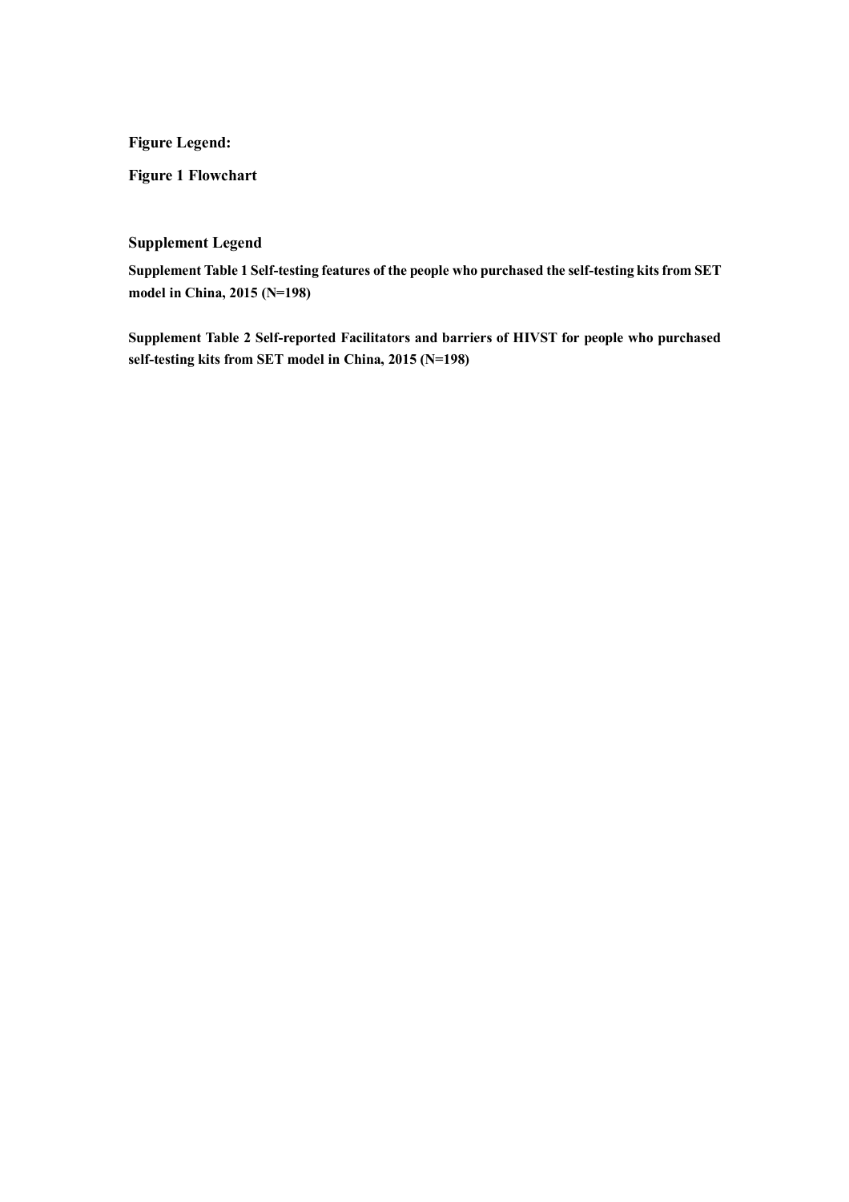**Figure Legend:**

**Figure 1 Flowchart**

**Supplement Legend**

**Supplement Table 1 Self-testing features of the people who purchased the self-testing kits from SET model in China, 2015 (N=198)**

**Supplement Table 2 Self-reported Facilitators and barriers of HIVST for people who purchased self-testing kits from SET model in China, 2015 (N=198)**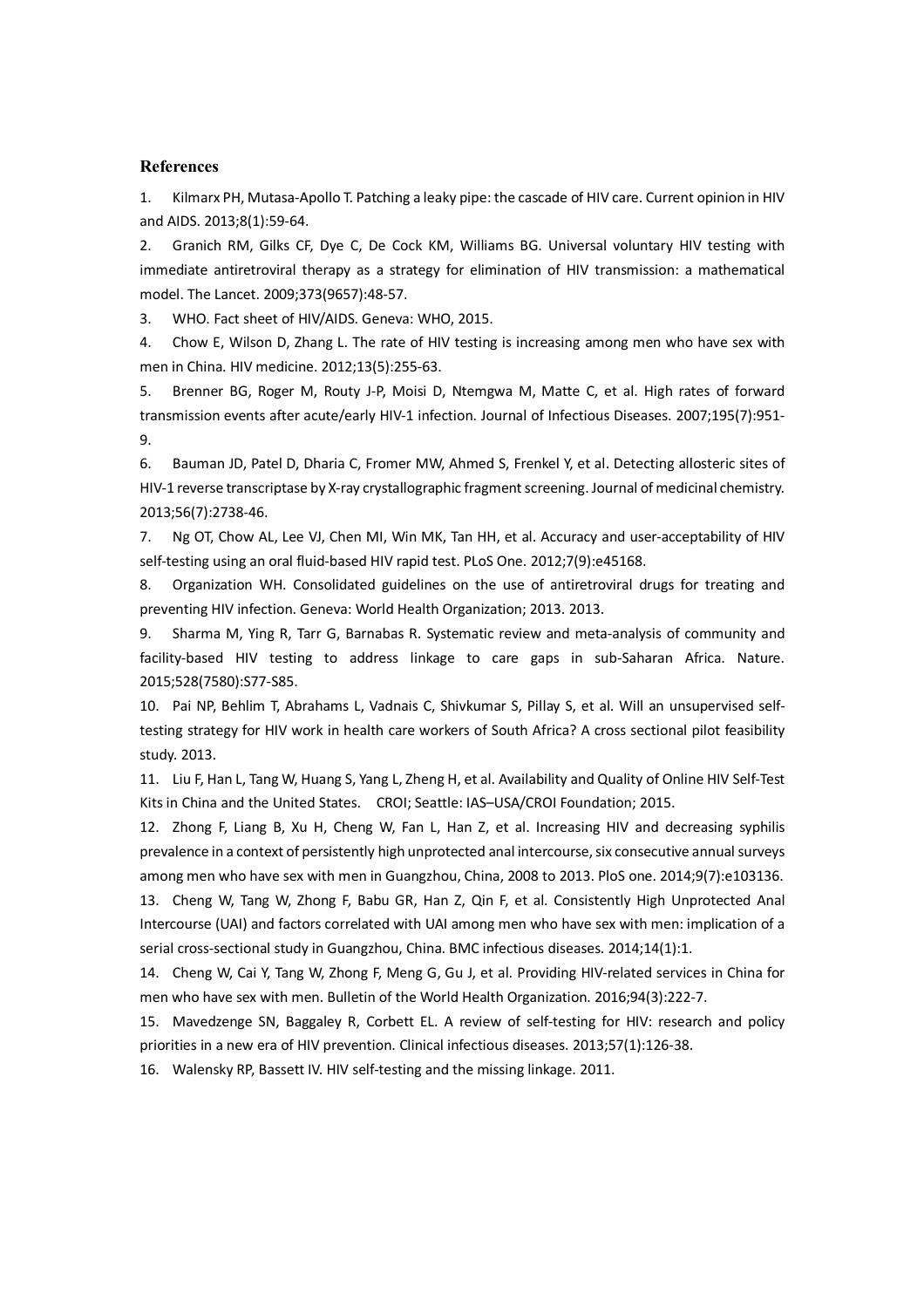## References

1. Kilmarx PH, Mutasa-Apollo T. Patching a leaky pipe: the cascade of HIV care. Current opinion in HIV and AIDS. 2013;8(1):59-64.

2. Granich RM, Gilks CF, Dye C, De Cock KM, Williams BG. Universal voluntary HIV testing with immediate antiretroviral therapy as a strategy for elimination of HIV transmission: a mathematical model. The Lancet. 2009;373(9657):48-57.

3. WHO. Fact sheet of HIV/AIDS. Geneva: WHO, 2015.

4. Chow E, Wilson D, Zhang L. The rate of HIV testing is increasing among men who have sex with men in China. HIV medicine. 2012;13(5):255-63.

5. Brenner BG, Roger M, Routy J-P, Moisi D, Ntemgwa M, Matte C, et al. High rates of forward transmission events after acute/early HIV-1 infection. Journal of Infectious Diseases. 2007;195(7):951-9.

6. Bauman JD, Patel D, Dharia C, Fromer MW, Ahmed S, Frenkel Y, et al. Detecting allosteric sites of HIV-1 reverse transcriptase by X-ray crystallographic fragment screening. Journal of medicinal chemistry. 2013;56(7):2738-46.

7. Ng OT, Chow AL, Lee VJ, Chen MI, Win MK, Tan HH, et al. Accuracy and user-acceptability of HIV self-testing using an oral fluid-based HIV rapid test. PLoS One. 2012;7(9):e45168.

8. Organization WH. Consolidated guidelines on the use of antiretroviral drugs for treating and preventing HIV infection. Geneva: World Health Organization; 2013. 2013.

9. Sharma M, Ying R, Tarr G, Barnabas R. Systematic review and meta-analysis of community and facility-based HIV testing to address linkage to care gaps in sub-Saharan Africa. Nature. 2015;528(7580):S77-S85.

10. Pai NP, Behlim T, Abrahams L, Vadnais C, Shivkumar S, Pillay S, et al. Will an unsupervised self-testing strategy for HIV work in health care workers of South Africa? A cross sectional pilot feasibility study. 2013.

11. Liu F, Han L, Tang W, Huang S, Yang L, Zheng H, et al. Availability and Quality of Online HIV Self-Test Kits in China and the United States. CROI; Seattle: IAS–USA/CROI Foundation; 2015.

12. Zhong F, Liang B, Xu H, Cheng W, Fan L, Han Z, et al. Increasing HIV and decreasing syphilis prevalence in a context of persistently high unprotected anal intercourse, six consecutive annual surveys among men who have sex with men in Guangzhou, China, 2008 to 2013. PloS one. 2014;9(7):e103136.

13. Cheng W, Tang W, Zhong F, Babu GR, Han Z, Qin F, et al. Consistently High Unprotected Anal Intercourse (UAI) and factors correlated with UAI among men who have sex with men: implication of a serial cross-sectional study in Guangzhou, China. BMC infectious diseases. 2014;14(1):1.

14. Cheng W, Cai Y, Tang W, Zhong F, Meng G, Gu J, et al. Providing HIV-related services in China for men who have sex with men. Bulletin of the World Health Organization. 2016;94(3):222-7.

15. Mavedzenge SN, Baggaley R, Corbett EL. A review of self-testing for HIV: research and policy priorities in a new era of HIV prevention. Clinical infectious diseases. 2013;57(1):126-38.

16. Walensky RP, Bassett IV. HIV self-testing and the missing linkage. 2011.